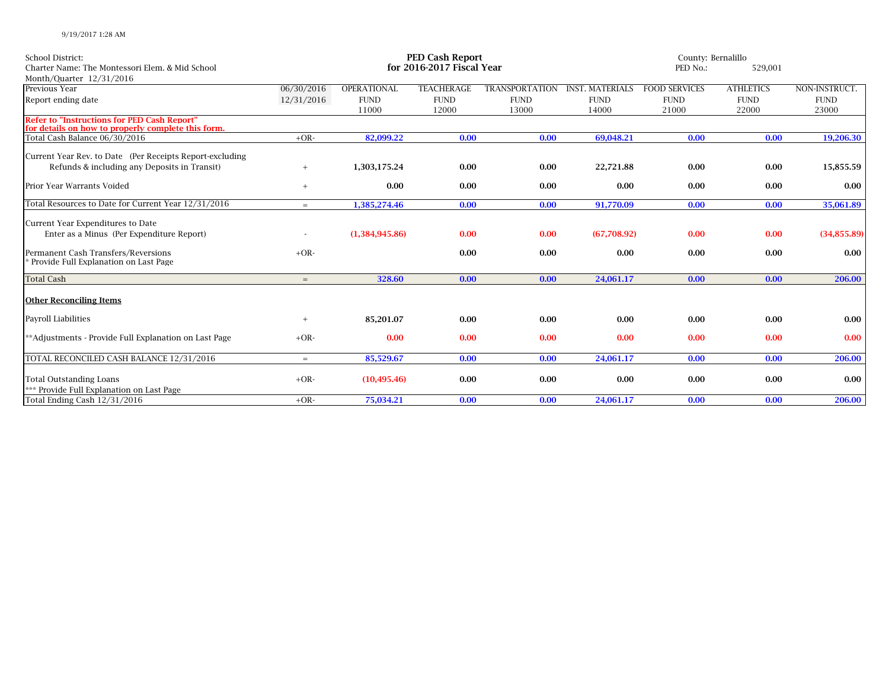9/19/2017 1:28 AM

School District:
Charter Name: The Montessori Elem. & Mid School
Month/Quarter 12/31/2016

**PED Cash Report**
**for 2016-2017 Fiscal Year**

County: Bernalillo
PED No.: 529,001

| Previous Year / Report ending date | 06/30/2016 / 12/31/2016 | OPERATIONAL FUND 11000 | TEACHERAGE FUND 12000 | TRANSPORTATION FUND 13000 | INST. MATERIALS FUND 14000 | FOOD SERVICES FUND 21000 | ATHLETICS FUND 22000 | NON-INSTRUCT. FUND 23000 |
|---|---|---|---|---|---|---|---|---|
| **Refer to "Instructions for PED Cash Report" for details on how to properly complete this form.** | | | | | | | | |
| Total Cash Balance 06/30/2016 | +OR- | **82,099.22** | **0.00** | **0.00** | **69,048.21** | **0.00** | **0.00** | **19,206.30** |
| Current Year Rev. to Date (Per Receipts Report-excluding Refunds & including any Deposits in Transit) | + | **1,303,175.24** | **0.00** | **0.00** | **22,721.88** | **0.00** | **0.00** | **15,855.59** |
| Prior Year Warrants Voided | + | **0.00** | **0.00** | **0.00** | **0.00** | **0.00** | **0.00** | **0.00** |
| Total Resources to Date for Current Year 12/31/2016 | = | **1,385,274.46** | **0.00** | **0.00** | **91,770.09** | **0.00** | **0.00** | **35,061.89** |
| Current Year Expenditures to Date Enter as a Minus (Per Expenditure Report) | - | **(1,384,945.86)** | **0.00** | **0.00** | **(67,708.92)** | **0.00** | **0.00** | **(34,855.89)** |
| Permanent Cash Transfers/Reversions * Provide Full Explanation on Last Page | +OR- | | **0.00** | **0.00** | **0.00** | **0.00** | **0.00** | **0.00** |
| Total Cash | = | **328.60** | **0.00** | **0.00** | **24,061.17** | **0.00** | **0.00** | **206.00** |
| **Other Reconciling Items** | | | | | | | | |
| Payroll Liabilities | + | **85,201.07** | **0.00** | **0.00** | **0.00** | **0.00** | **0.00** | **0.00** |
| **Adjustments - Provide Full Explanation on Last Page | +OR- | **0.00** | **0.00** | **0.00** | **0.00** | **0.00** | **0.00** | **0.00** |
| TOTAL RECONCILED CASH BALANCE 12/31/2016 | = | **85,529.67** | **0.00** | **0.00** | **24,061.17** | **0.00** | **0.00** | **206.00** |
| Total Outstanding Loans *** Provide Full Explanation on Last Page | +OR- | **(10,495.46)** | **0.00** | **0.00** | **0.00** | **0.00** | **0.00** | **0.00** |
| Total Ending Cash 12/31/2016 | +OR- | **75,034.21** | **0.00** | **0.00** | **24,061.17** | **0.00** | **0.00** | **206.00** |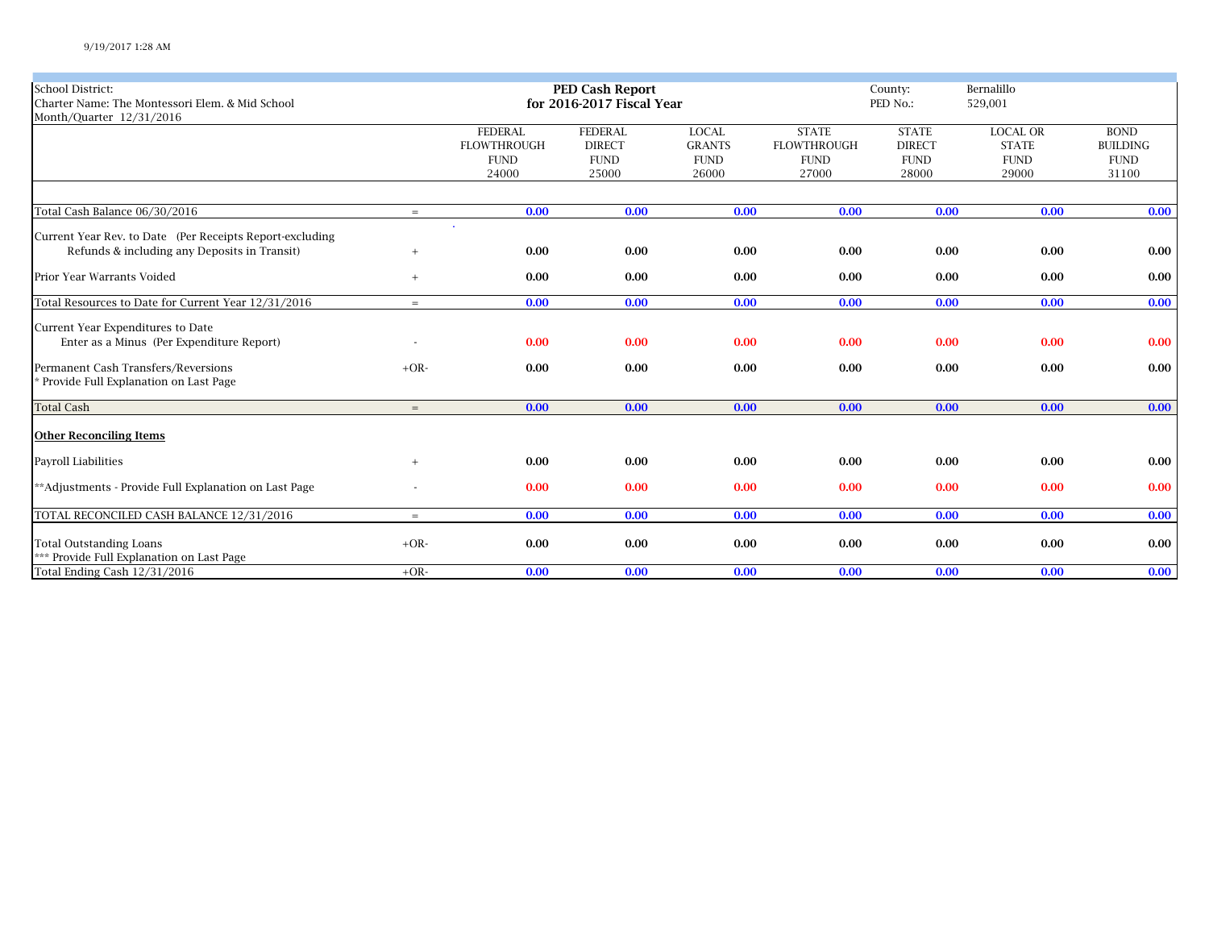School District:
Charter Name: The Montessori Elem. & Mid School
Month/Quarter 12/31/2016

**PED Cash Report**
**for 2016-2017 Fiscal Year**

County: Bernalillo
PED No.: 529,001

| | | FEDERAL FLOWTHROUGH FUND 24000 | FEDERAL DIRECT FUND 25000 | LOCAL GRANTS FUND 26000 | STATE FLOWTHROUGH FUND 27000 | STATE DIRECT FUND 28000 | LOCAL OR STATE FUND 29000 | BOND BUILDING FUND 31100 |
|---|---|---|---|---|---|---|---|---|
| Total Cash Balance 06/30/2016 | = | 0.00 | 0.00 | 0.00 | 0.00 | 0.00 | 0.00 | 0.00 |
| Current Year Rev. to Date (Per Receipts Report-excluding Refunds & including any Deposits in Transit) | + | 0.00 | 0.00 | 0.00 | 0.00 | 0.00 | 0.00 | 0.00 |
| Prior Year Warrants Voided | + | 0.00 | 0.00 | 0.00 | 0.00 | 0.00 | 0.00 | 0.00 |
| Total Resources to Date for Current Year 12/31/2016 | = | 0.00 | 0.00 | 0.00 | 0.00 | 0.00 | 0.00 | 0.00 |
| Current Year Expenditures to Date Enter as a Minus (Per Expenditure Report) | - | 0.00 | 0.00 | 0.00 | 0.00 | 0.00 | 0.00 | 0.00 |
| Permanent Cash Transfers/Reversions * Provide Full Explanation on Last Page | +OR- | 0.00 | 0.00 | 0.00 | 0.00 | 0.00 | 0.00 | 0.00 |
| Total Cash | = | 0.00 | 0.00 | 0.00 | 0.00 | 0.00 | 0.00 | 0.00 |
| **Other Reconciling Items** | | | | | | | | |
| Payroll Liabilities | + | 0.00 | 0.00 | 0.00 | 0.00 | 0.00 | 0.00 | 0.00 |
| **Adjustments - Provide Full Explanation on Last Page | - | 0.00 | 0.00 | 0.00 | 0.00 | 0.00 | 0.00 | 0.00 |
| TOTAL RECONCILED CASH BALANCE 12/31/2016 | = | 0.00 | 0.00 | 0.00 | 0.00 | 0.00 | 0.00 | 0.00 |
| Total Outstanding Loans *** Provide Full Explanation on Last Page | +OR- | 0.00 | 0.00 | 0.00 | 0.00 | 0.00 | 0.00 | 0.00 |
| Total Ending Cash 12/31/2016 | +OR- | 0.00 | 0.00 | 0.00 | 0.00 | 0.00 | 0.00 | 0.00 |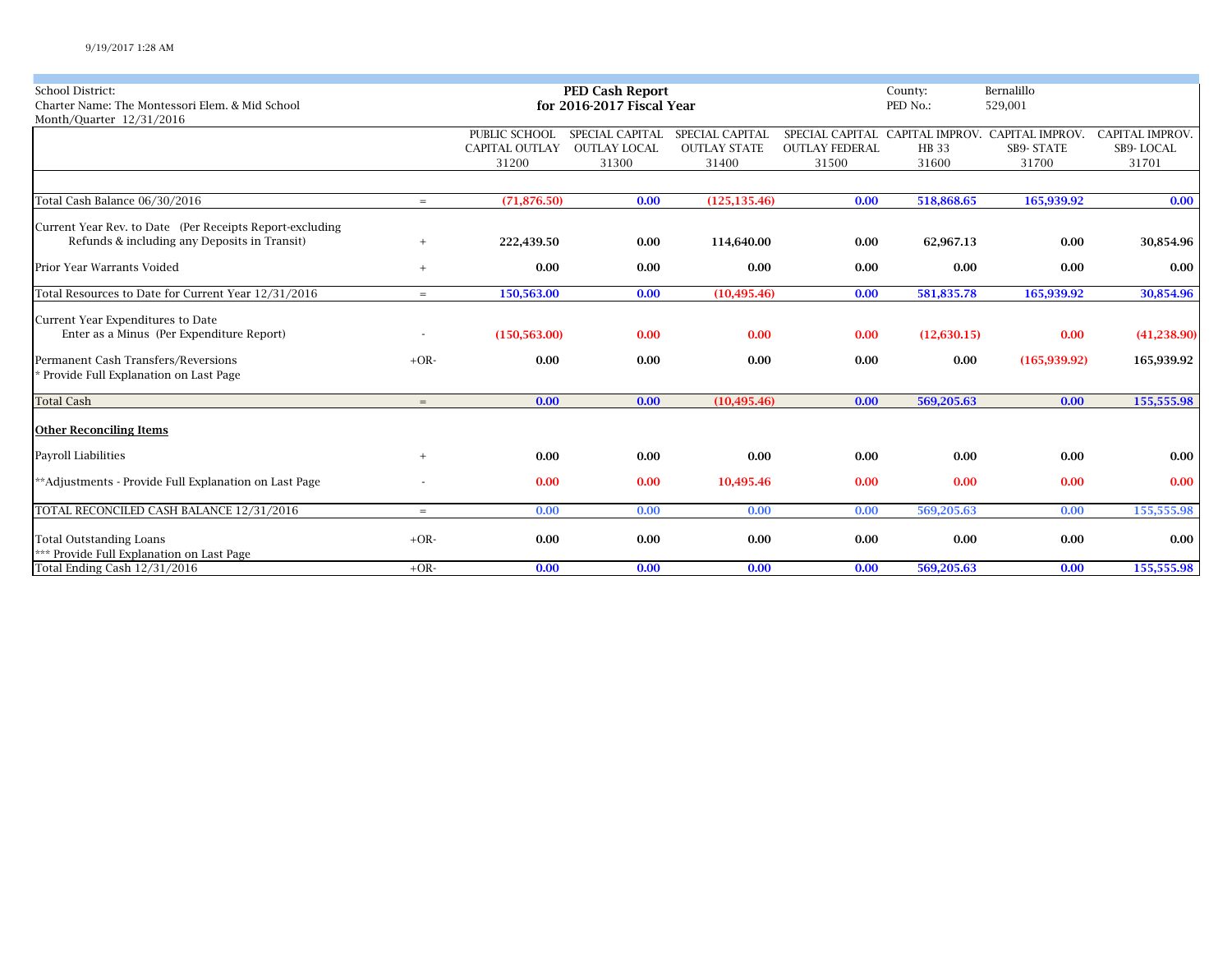School District:
Charter Name: The Montessori Elem. & Mid School
Month/Quarter 12/31/2016

**PED Cash Report**
**for 2016-2017 Fiscal Year**

County: Bernalillo
PED No.: 529,001

| | | PUBLIC SCHOOL CAPITAL OUTLAY 31200 | SPECIAL CAPITAL OUTLAY LOCAL 31300 | SPECIAL CAPITAL OUTLAY STATE 31400 | SPECIAL CAPITAL OUTLAY FEDERAL 31500 | CAPITAL IMPROV. HB 33 31600 | CAPITAL IMPROV. SB9- STATE 31700 | CAPITAL IMPROV. SB9- LOCAL 31701 |
|---|---|---|---|---|---|---|---|---|
| Total Cash Balance 06/30/2016 | = | (71,876.50) | 0.00 | (125,135.46) | 0.00 | 518,868.65 | 165,939.92 | 0.00 |
| Current Year Rev. to Date (Per Receipts Report-excluding Refunds & including any Deposits in Transit) | + | 222,439.50 | 0.00 | 114,640.00 | 0.00 | 62,967.13 | 0.00 | 30,854.96 |
| Prior Year Warrants Voided | + | 0.00 | 0.00 | 0.00 | 0.00 | 0.00 | 0.00 | 0.00 |
| Total Resources to Date for Current Year 12/31/2016 | = | 150,563.00 | 0.00 | (10,495.46) | 0.00 | 581,835.78 | 165,939.92 | 30,854.96 |
| Current Year Expenditures to Date Enter as a Minus (Per Expenditure Report) | - | (150,563.00) | 0.00 | 0.00 | 0.00 | (12,630.15) | 0.00 | (41,238.90) |
| Permanent Cash Transfers/Reversions * Provide Full Explanation on Last Page | +OR- | 0.00 | 0.00 | 0.00 | 0.00 | 0.00 | (165,939.92) | 165,939.92 |
| Total Cash | = | 0.00 | 0.00 | (10,495.46) | 0.00 | 569,205.63 | 0.00 | 155,555.98 |
| **Other Reconciling Items** | | | | | | | | |
| Payroll Liabilities | + | 0.00 | 0.00 | 0.00 | 0.00 | 0.00 | 0.00 | 0.00 |
| **Adjustments - Provide Full Explanation on Last Page | - | 0.00 | 0.00 | 10,495.46 | 0.00 | 0.00 | 0.00 | 0.00 |
| TOTAL RECONCILED CASH BALANCE 12/31/2016 | = | 0.00 | 0.00 | 0.00 | 0.00 | 569,205.63 | 0.00 | 155,555.98 |
| Total Outstanding Loans *** Provide Full Explanation on Last Page | +OR- | 0.00 | 0.00 | 0.00 | 0.00 | 0.00 | 0.00 | 0.00 |
| Total Ending Cash 12/31/2016 | +OR- | 0.00 | 0.00 | 0.00 | 0.00 | 569,205.63 | 0.00 | 155,555.98 |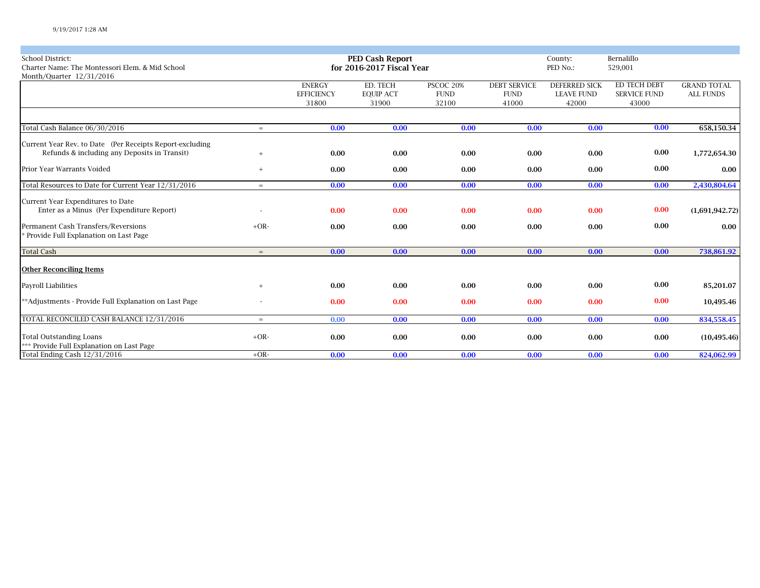| School District: | | **PED Cash Report** | | | County: | Bernalillo | |
|---|---|---|---|---|---|---|---|
| Charter Name: The Montessori Elem. & Mid School | | **for 2016-2017 Fiscal Year** | | | PED No.: | 529,001 | |
| Month/Quarter 12/31/2016 | | | | | | | |

| | | ENERGY EFFICIENCY 31800 | ED. TECH EQUIP ACT 31900 | PSCOC 20% FUND 32100 | DEBT SERVICE FUND 41000 | DEFERRED SICK LEAVE FUND 42000 | ED TECH DEBT SERVICE FUND 43000 | GRAND TOTAL ALL FUNDS |
|---|---|---|---|---|---|---|---|---|
| Total Cash Balance 06/30/2016 | = | **0.00** | **0.00** | **0.00** | **0.00** | **0.00** | **0.00** | **658,150.34** |
| Current Year Rev. to Date (Per Receipts Report-excluding Refunds & including any Deposits in Transit) | + | **0.00** | **0.00** | **0.00** | **0.00** | **0.00** | **0.00** | **1,772,654.30** |
| Prior Year Warrants Voided | + | **0.00** | **0.00** | **0.00** | **0.00** | **0.00** | **0.00** | **0.00** |
| Total Resources to Date for Current Year 12/31/2016 | = | **0.00** | **0.00** | **0.00** | **0.00** | **0.00** | **0.00** | **2,430,804.64** |
| Current Year Expenditures to Date Enter as a Minus (Per Expenditure Report) | - | **0.00** | **0.00** | **0.00** | **0.00** | **0.00** | **0.00** | **(1,691,942.72)** |
| Permanent Cash Transfers/Reversions * Provide Full Explanation on Last Page | +OR- | **0.00** | **0.00** | **0.00** | **0.00** | **0.00** | **0.00** | **0.00** |
| Total Cash | = | **0.00** | **0.00** | **0.00** | **0.00** | **0.00** | **0.00** | **738,861.92** |
| **Other Reconciling Items** | | | | | | | | |
| Payroll Liabilities | + | **0.00** | **0.00** | **0.00** | **0.00** | **0.00** | **0.00** | **85,201.07** |
| **Adjustments - Provide Full Explanation on Last Page | - | **0.00** | **0.00** | **0.00** | **0.00** | **0.00** | **0.00** | **10,495.46** |
| TOTAL RECONCILED CASH BALANCE 12/31/2016 | = | 0.00 | **0.00** | **0.00** | **0.00** | **0.00** | **0.00** | **834,558.45** |
| Total Outstanding Loans *** Provide Full Explanation on Last Page | +OR- | **0.00** | **0.00** | **0.00** | **0.00** | **0.00** | **0.00** | **(10,495.46)** |
| Total Ending Cash 12/31/2016 | +OR- | **0.00** | **0.00** | **0.00** | **0.00** | **0.00** | **0.00** | **824,062.99** |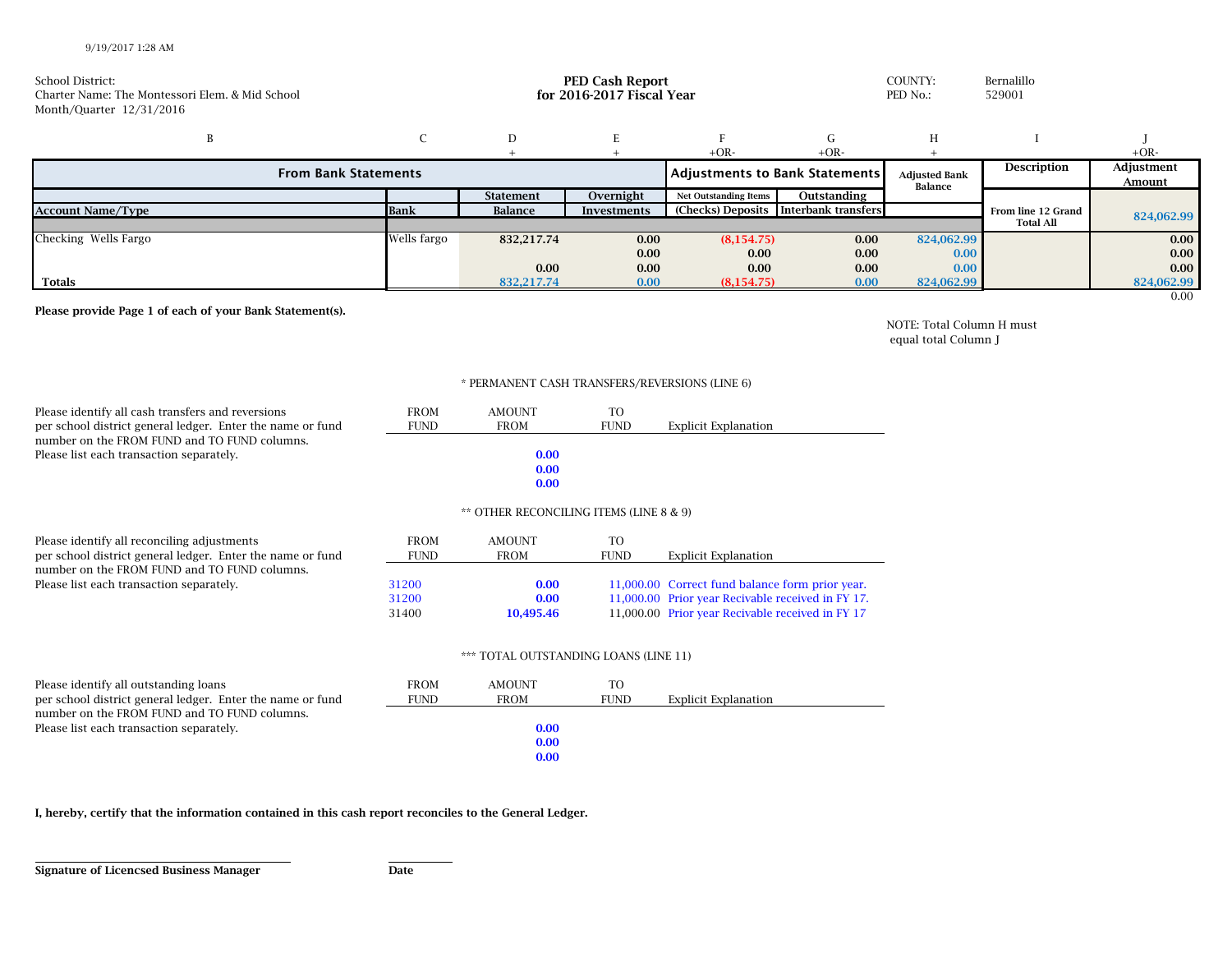9/19/2017 1:28 AM

School District:
Charter Name: The Montessori Elem. & Mid School
Month/Quarter 12/31/2016

**PED Cash Report**
**for 2016-2017 Fiscal Year**

COUNTY: Bernalillo
PED No.: 529001

| B | C | D | E | F | G | H | I | J |
|---|---|---|---|---|---|---|---|---|
| | | + | + | +OR- | +OR- | + | | +OR- |
| **From Bank Statements** | | | | **Adjustments to Bank Statements** | | **Adjusted Bank Balance** | **Description** | **Adjustment Amount** |
| **Account Name/Type** | **Bank** | **Statement Balance** | **Overnight Investments** | **Net Outstanding Items (Checks) Deposits** | **Outstanding Interbank transfers** | | **From line 12 Grand Total All** | 824,062.99 |
| Checking Wells Fargo | Wells fargo | 832,217.74 | 0.00 | (8,154.75) | 0.00 | 824,062.99 | | 0.00 |
| | | | 0.00 | 0.00 | 0.00 | 0.00 | | 0.00 |
| | | 0.00 | 0.00 | 0.00 | 0.00 | 0.00 | | 0.00 |
| **Totals** | | 832,217.74 | 0.00 | (8,154.75) | 0.00 | 824,062.99 | | 824,062.99 |
| | | | | | | | | 0.00 |

**Please provide Page 1 of each of your Bank Statement(s).**

NOTE: Total Column H must equal total Column J

\* PERMANENT CASH TRANSFERS/REVERSIONS (LINE 6)

Please identify all cash transfers and reversions per school district general ledger. Enter the name or fund number on the FROM FUND and TO FUND columns. Please list each transaction separately.

| FROM FUND | AMOUNT FROM | TO FUND | Explicit Explanation |
|---|---|---|---|
| | 0.00 | | |
| | 0.00 | | |
| | 0.00 | | |

\*\* OTHER RECONCILING ITEMS (LINE 8 & 9)

Please identify all reconciling adjustments per school district general ledger. Enter the name or fund number on the FROM FUND and TO FUND columns. Please list each transaction separately.

| FROM FUND | AMOUNT FROM | TO FUND | Explicit Explanation |
|---|---|---|---|
| 31200 | 0.00 | 11,000.00 | Correct fund balance form prior year. |
| 31200 | 0.00 | 11,000.00 | Prior year Recivable received in FY 17. |
| 31400 | 10,495.46 | 11,000.00 | Prior year Recivable received in FY 17 |

\*\*\* TOTAL OUTSTANDING LOANS (LINE 11)

Please identify all outstanding loans per school district general ledger. Enter the name or fund number on the FROM FUND and TO FUND columns. Please list each transaction separately.

| FROM FUND | AMOUNT FROM | TO FUND | Explicit Explanation |
|---|---|---|---|
| | 0.00 | | |
| | 0.00 | | |
| | 0.00 | | |

**I, hereby, certify that the information contained in this cash report reconciles to the General Ledger.**

**Signature of Licencsed Business Manager** **Date**